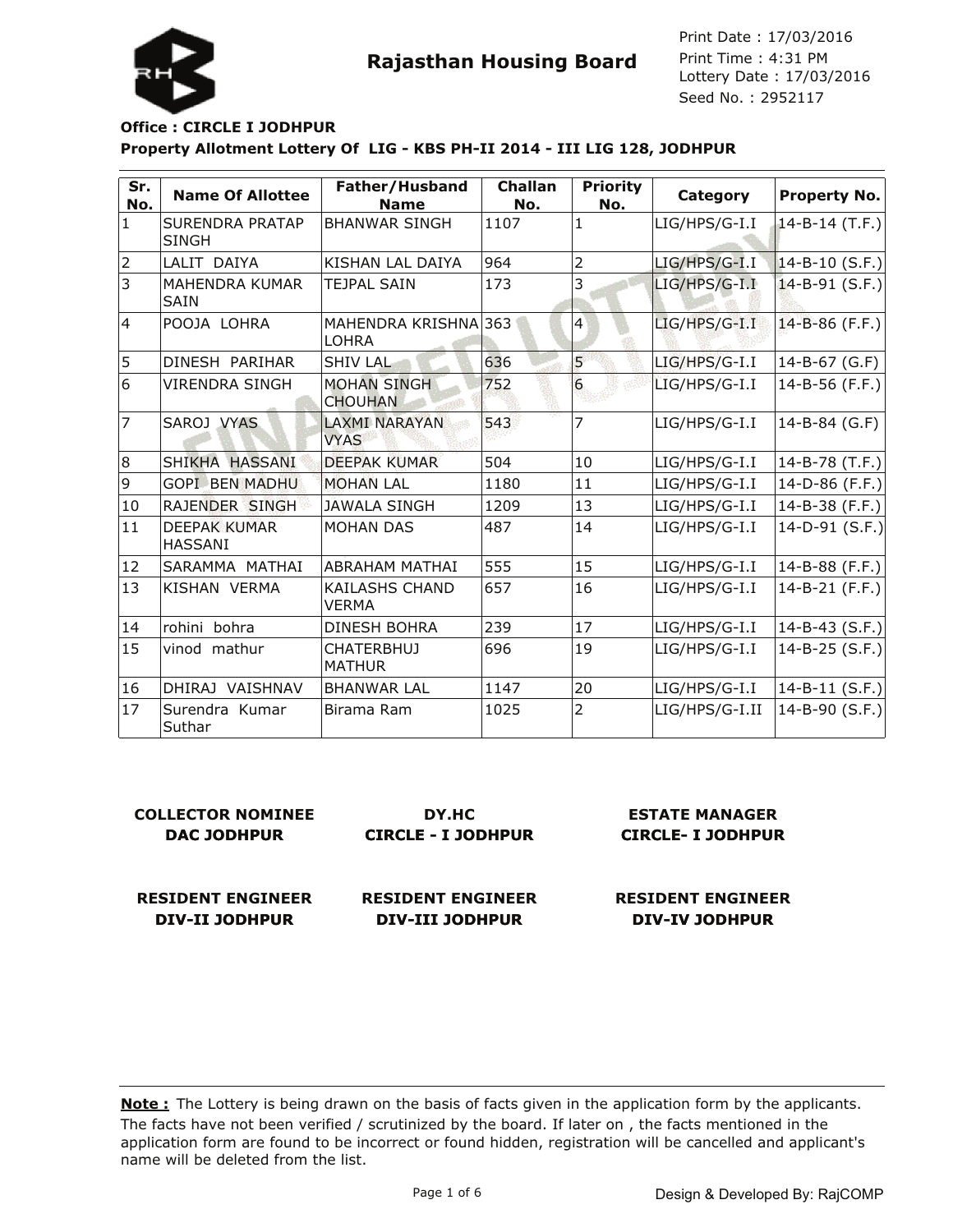# Rajasthan Housing Board

Print Date : 17/03/2016
Print Time : 4:31 PM
Lottery Date : 17/03/2016
Seed No. : 2952117

**Office : CIRCLE I JODHPUR**

**Property Allotment Lottery Of LIG - KBS PH-II 2014 - III LIG 128, JODHPUR**

| Sr. No. | Name Of Allottee | Father/Husband Name | Challan No. | Priority No. | Category | Property No. |
|---|---|---|---|---|---|---|
| 1 | SURENDRA PRATAP SINGH | BHANWAR SINGH | 1107 | 1 | LIG/HPS/G-I.I | 14-B-14 (T.F.) |
| 2 | LALIT DAIYA | KISHAN LAL DAIYA | 964 | 2 | LIG/HPS/G-I.I | 14-B-10 (S.F.) |
| 3 | MAHENDRA KUMAR SAIN | TEJPAL SAIN | 173 | 3 | LIG/HPS/G-I.I | 14-B-91 (S.F.) |
| 4 | POOJA LOHRA | MAHENDRA KRISHNA LOHRA | 363 | 4 | LIG/HPS/G-I.I | 14-B-86 (F.F.) |
| 5 | DINESH PARIHAR | SHIV LAL | 636 | 5 | LIG/HPS/G-I.I | 14-B-67 (G.F) |
| 6 | VIRENDRA SINGH | MOHAN SINGH CHOUHAN | 752 | 6 | LIG/HPS/G-I.I | 14-B-56 (F.F.) |
| 7 | SAROJ VYAS | LAXMI NARAYAN VYAS | 543 | 7 | LIG/HPS/G-I.I | 14-B-84 (G.F) |
| 8 | SHIKHA HASSANI | DEEPAK KUMAR | 504 | 10 | LIG/HPS/G-I.I | 14-B-78 (T.F.) |
| 9 | GOPI BEN MADHU | MOHAN LAL | 1180 | 11 | LIG/HPS/G-I.I | 14-D-86 (F.F.) |
| 10 | RAJENDER SINGH | JAWALA SINGH | 1209 | 13 | LIG/HPS/G-I.I | 14-B-38 (F.F.) |
| 11 | DEEPAK KUMAR HASSANI | MOHAN DAS | 487 | 14 | LIG/HPS/G-I.I | 14-D-91 (S.F.) |
| 12 | SARAMMA MATHAI | ABRAHAM MATHAI | 555 | 15 | LIG/HPS/G-I.I | 14-B-88 (F.F.) |
| 13 | KISHAN VERMA | KAILASHS CHAND VERMA | 657 | 16 | LIG/HPS/G-I.I | 14-B-21 (F.F.) |
| 14 | rohini bohra | DINESH BOHRA | 239 | 17 | LIG/HPS/G-I.I | 14-B-43 (S.F.) |
| 15 | vinod mathur | CHATERBHUJ MATHUR | 696 | 19 | LIG/HPS/G-I.I | 14-B-25 (S.F.) |
| 16 | DHIRAJ VAISHNAV | BHANWAR LAL | 1147 | 20 | LIG/HPS/G-I.I | 14-B-11 (S.F.) |
| 17 | Surendra Kumar Suthar | Birama Ram | 1025 | 2 | LIG/HPS/G-I.II | 14-B-90 (S.F.) |

**COLLECTOR NOMINEE**
**DAC JODHPUR**

**DY.HC**
**CIRCLE - I JODHPUR**

**ESTATE MANAGER**
**CIRCLE- I JODHPUR**

**RESIDENT ENGINEER**
**DIV-II JODHPUR**

**RESIDENT ENGINEER**
**DIV-III JODHPUR**

**RESIDENT ENGINEER**
**DIV-IV JODHPUR**

**Note :** The Lottery is being drawn on the basis of facts given in the application form by the applicants. The facts have not been verified / scrutinized by the board. If later on , the facts mentioned in the application form are found to be incorrect or found hidden, registration will be cancelled and applicant's name will be deleted from the list.

Design & Developed By: RajCOMP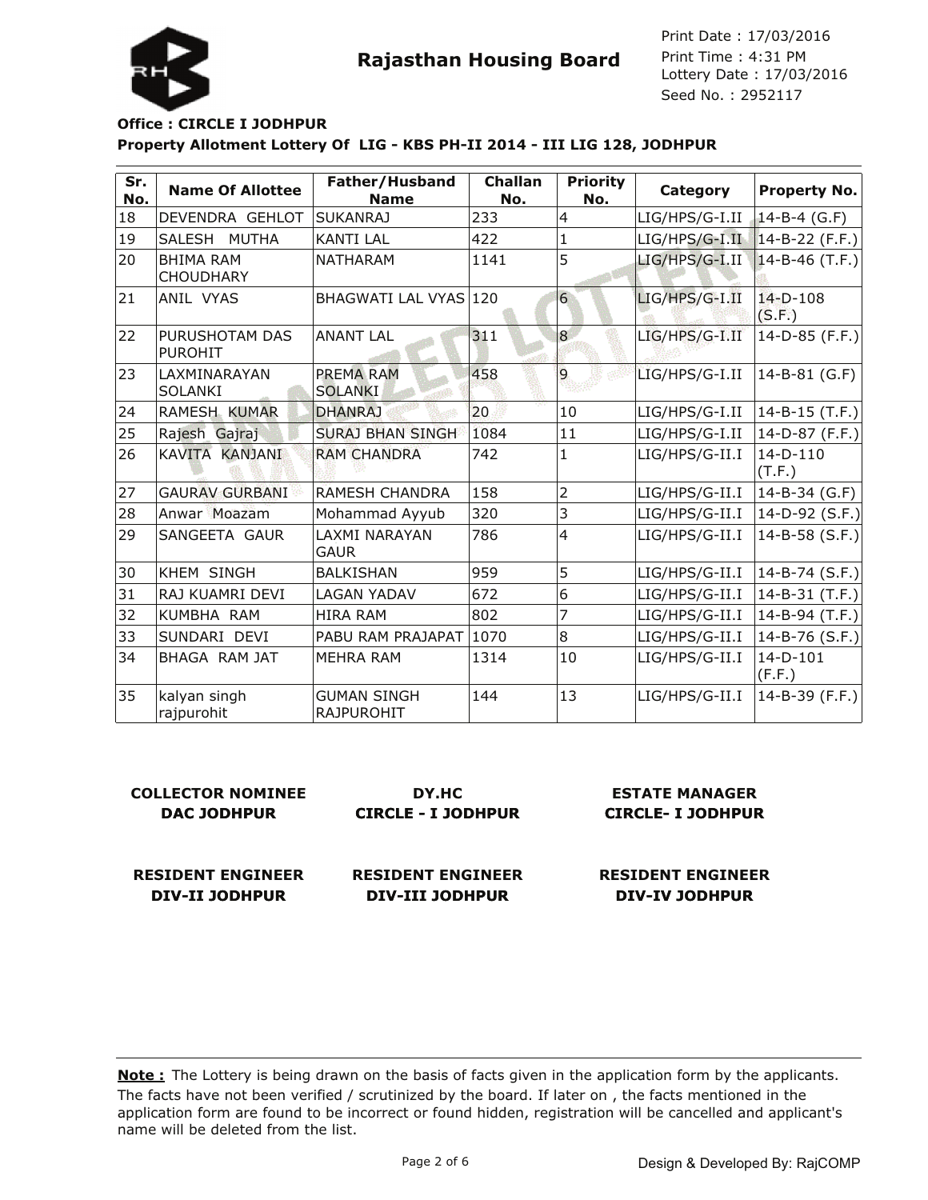**Rajasthan Housing Board**

Print Date : 17/03/2016
Print Time : 4:31 PM
Lottery Date : 17/03/2016
Seed No. : 2952117

**Office : CIRCLE I JODHPUR**

**Property Allotment Lottery Of LIG - KBS PH-II 2014 - III LIG 128, JODHPUR**

| Sr. No. | Name Of Allottee | Father/Husband Name | Challan No. | Priority No. | Category | Property No. |
|---|---|---|---|---|---|---|
| 18 | DEVENDRA GEHLOT | SUKANRAJ | 233 | 4 | LIG/HPS/G-I.II | 14-B-4 (G.F) |
| 19 | SALESH MUTHA | KANTI LAL | 422 | 1 | LIG/HPS/G-I.II | 14-B-22 (F.F.) |
| 20 | BHIMA RAM CHOUDHARY | NATHARAM | 1141 | 5 | LIG/HPS/G-I.II | 14-B-46 (T.F.) |
| 21 | ANIL VYAS | BHAGWATI LAL VYAS | 120 | 6 | LIG/HPS/G-I.II | 14-D-108 (S.F.) |
| 22 | PURUSHOTAM DAS PUROHIT | ANANT LAL | 311 | 8 | LIG/HPS/G-I.II | 14-D-85 (F.F.) |
| 23 | LAXMINARAYAN SOLANKI | PREMA RAM SOLANKI | 458 | 9 | LIG/HPS/G-I.II | 14-B-81 (G.F) |
| 24 | RAMESH KUMAR | DHANRAJ | 20 | 10 | LIG/HPS/G-I.II | 14-B-15 (T.F.) |
| 25 | Rajesh Gajraj | SURAJ BHAN SINGH | 1084 | 11 | LIG/HPS/G-I.II | 14-D-87 (F.F.) |
| 26 | KAVITA KANJANI | RAM CHANDRA | 742 | 1 | LIG/HPS/G-II.I | 14-D-110 (T.F.) |
| 27 | GAURAV GURBANI | RAMESH CHANDRA | 158 | 2 | LIG/HPS/G-II.I | 14-B-34 (G.F) |
| 28 | Anwar Moazam | Mohammad Ayyub | 320 | 3 | LIG/HPS/G-II.I | 14-D-92 (S.F.) |
| 29 | SANGEETA GAUR | LAXMI NARAYAN GAUR | 786 | 4 | LIG/HPS/G-II.I | 14-B-58 (S.F.) |
| 30 | KHEM SINGH | BALKISHAN | 959 | 5 | LIG/HPS/G-II.I | 14-B-74 (S.F.) |
| 31 | RAJ KUAMRI DEVI | LAGAN YADAV | 672 | 6 | LIG/HPS/G-II.I | 14-B-31 (T.F.) |
| 32 | KUMBHA RAM | HIRA RAM | 802 | 7 | LIG/HPS/G-II.I | 14-B-94 (T.F.) |
| 33 | SUNDARI DEVI | PABU RAM PRAJAPAT | 1070 | 8 | LIG/HPS/G-II.I | 14-B-76 (S.F.) |
| 34 | BHAGA RAM JAT | MEHRA RAM | 1314 | 10 | LIG/HPS/G-II.I | 14-D-101 (F.F.) |
| 35 | kalyan singh rajpurohit | GUMAN SINGH RAJPUROHIT | 144 | 13 | LIG/HPS/G-II.I | 14-B-39 (F.F.) |

| **COLLECTOR NOMINEE DAC JODHPUR** | **DY.HC CIRCLE - I JODHPUR** | **ESTATE MANAGER CIRCLE- I JODHPUR** |
|---|---|---|
| **RESIDENT ENGINEER DIV-II JODHPUR** | **RESIDENT ENGINEER DIV-III JODHPUR** | **RESIDENT ENGINEER DIV-IV JODHPUR** |

**Note :** The Lottery is being drawn on the basis of facts given in the application form by the applicants. The facts have not been verified / scrutinized by the board. If later on , the facts mentioned in the application form are found to be incorrect or found hidden, registration will be cancelled and applicant's name will be deleted from the list.

Design & Developed By: RajCOMP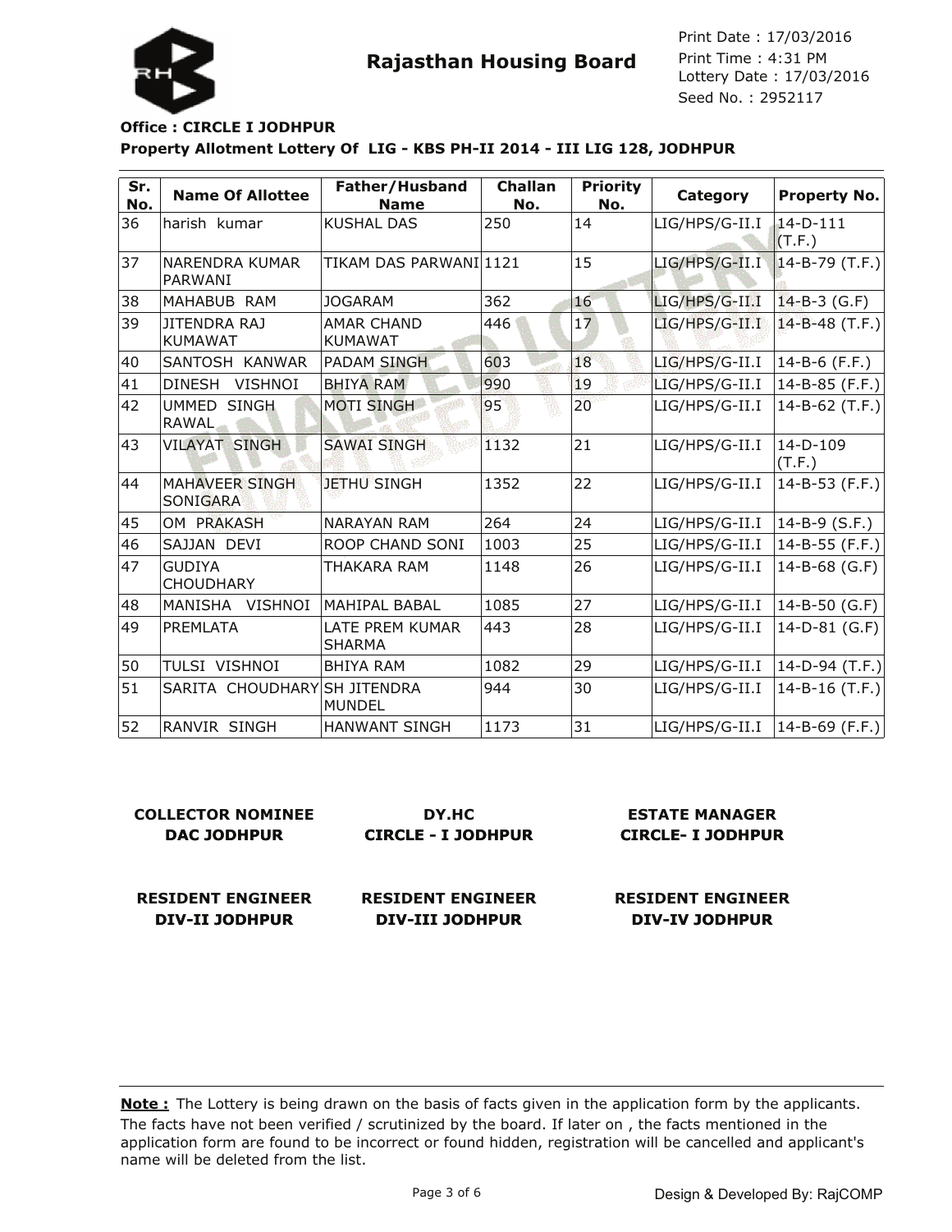# Rajasthan Housing Board

Print Date : 17/03/2016
Print Time : 4:31 PM
Lottery Date : 17/03/2016
Seed No. : 2952117

**Office : CIRCLE I JODHPUR**

**Property Allotment Lottery Of LIG - KBS PH-II 2014 - III LIG 128, JODHPUR**

| Sr. No. | Name Of Allottee | Father/Husband Name | Challan No. | Priority No. | Category | Property No. |
|---|---|---|---|---|---|---|
| 36 | harish kumar | KUSHAL DAS | 250 | 14 | LIG/HPS/G-II.I | 14-D-111 (T.F.) |
| 37 | NARENDRA KUMAR PARWANI | TIKAM DAS PARWANI | 1121 | 15 | LIG/HPS/G-II.I | 14-B-79 (T.F.) |
| 38 | MAHABUB RAM | JOGARAM | 362 | 16 | LIG/HPS/G-II.I | 14-B-3 (G.F) |
| 39 | JITENDRA RAJ KUMAWAT | AMAR CHAND KUMAWAT | 446 | 17 | LIG/HPS/G-II.I | 14-B-48 (T.F.) |
| 40 | SANTOSH KANWAR | PADAM SINGH | 603 | 18 | LIG/HPS/G-II.I | 14-B-6 (F.F.) |
| 41 | DINESH VISHNOI | BHIYA RAM | 990 | 19 | LIG/HPS/G-II.I | 14-B-85 (F.F.) |
| 42 | UMMED SINGH RAWAL | MOTI SINGH | 95 | 20 | LIG/HPS/G-II.I | 14-B-62 (T.F.) |
| 43 | VILAYAT SINGH | SAWAI SINGH | 1132 | 21 | LIG/HPS/G-II.I | 14-D-109 (T.F.) |
| 44 | MAHAVEER SINGH SONIGARA | JETHU SINGH | 1352 | 22 | LIG/HPS/G-II.I | 14-B-53 (F.F.) |
| 45 | OM PRAKASH | NARAYAN RAM | 264 | 24 | LIG/HPS/G-II.I | 14-B-9 (S.F.) |
| 46 | SAJJAN DEVI | ROOP CHAND SONI | 1003 | 25 | LIG/HPS/G-II.I | 14-B-55 (F.F.) |
| 47 | GUDIYA CHOUDHARY | THAKARA RAM | 1148 | 26 | LIG/HPS/G-II.I | 14-B-68 (G.F) |
| 48 | MANISHA VISHNOI | MAHIPAL BABAL | 1085 | 27 | LIG/HPS/G-II.I | 14-B-50 (G.F) |
| 49 | PREMLATA | LATE PREM KUMAR SHARMA | 443 | 28 | LIG/HPS/G-II.I | 14-D-81 (G.F) |
| 50 | TULSI VISHNOI | BHIYA RAM | 1082 | 29 | LIG/HPS/G-II.I | 14-D-94 (T.F.) |
| 51 | SARITA CHOUDHARY | SH JITENDRA MUNDEL | 944 | 30 | LIG/HPS/G-II.I | 14-B-16 (T.F.) |
| 52 | RANVIR SINGH | HANWANT SINGH | 1173 | 31 | LIG/HPS/G-II.I | 14-B-69 (F.F.) |

**COLLECTOR NOMINEE**
**DAC JODHPUR**

**DY.HC**
**CIRCLE - I JODHPUR**

**ESTATE MANAGER**
**CIRCLE- I JODHPUR**

**RESIDENT ENGINEER**
**DIV-II JODHPUR**

**RESIDENT ENGINEER**
**DIV-III JODHPUR**

**RESIDENT ENGINEER**
**DIV-IV JODHPUR**

**Note :** The Lottery is being drawn on the basis of facts given in the application form by the applicants. The facts have not been verified / scrutinized by the board. If later on , the facts mentioned in the application form are found to be incorrect or found hidden, registration will be cancelled and applicant's name will be deleted from the list.

Design & Developed By: RajCOMP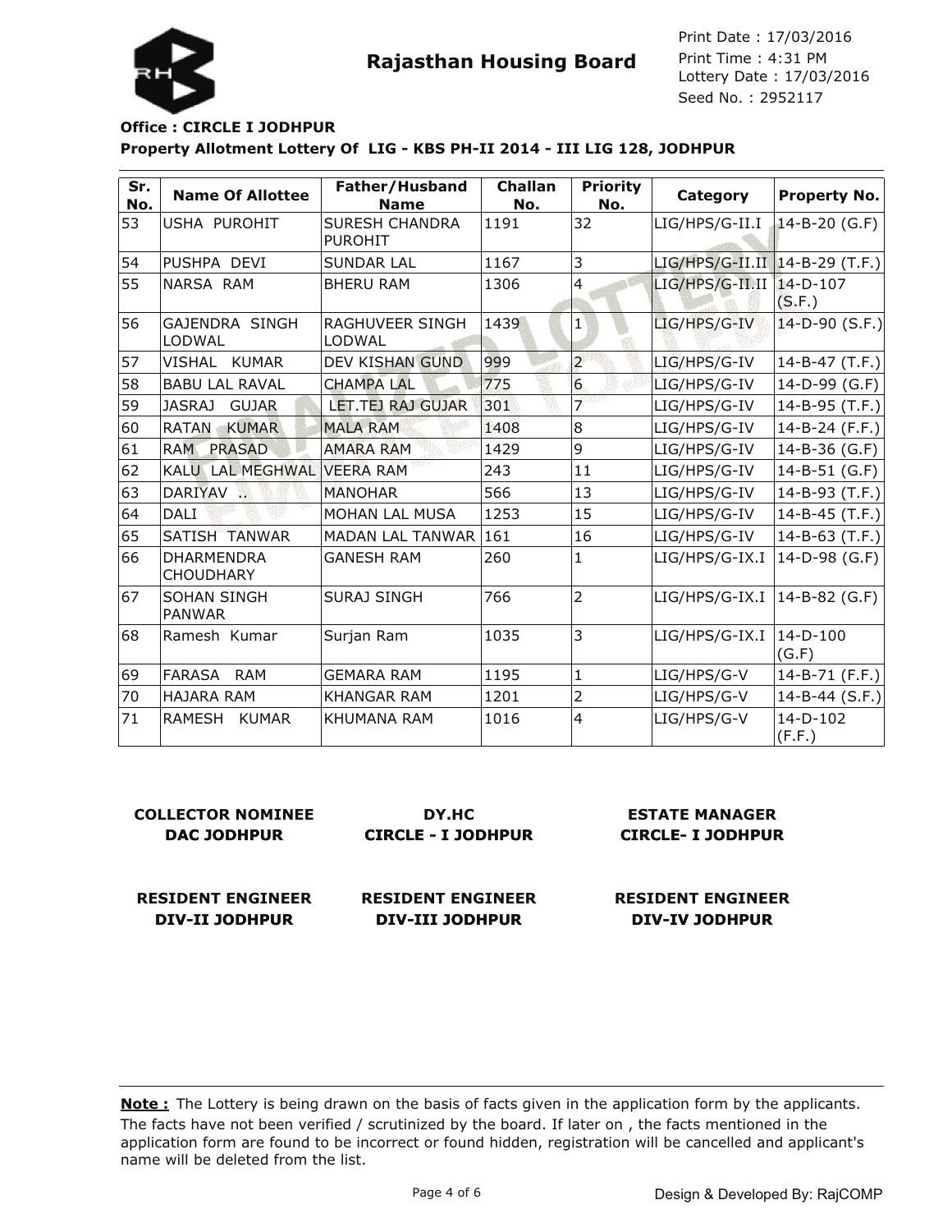# Rajasthan Housing Board

Print Date : 17/03/2016
Print Time : 4:31 PM
Lottery Date : 17/03/2016
Seed No. : 2952117

**Office : CIRCLE I JODHPUR**

**Property Allotment Lottery Of LIG - KBS PH-II 2014 - III LIG 128, JODHPUR**

| Sr. No. | Name Of Allottee | Father/Husband Name | Challan No. | Priority No. | Category | Property No. |
|---|---|---|---|---|---|---|
| 53 | USHA PUROHIT | SURESH CHANDRA PUROHIT | 1191 | 32 | LIG/HPS/G-II.I | 14-B-20 (G.F) |
| 54 | PUSHPA DEVI | SUNDAR LAL | 1167 | 3 | LIG/HPS/G-II.II | 14-B-29 (T.F.) |
| 55 | NARSA RAM | BHERU RAM | 1306 | 4 | LIG/HPS/G-II.II | 14-D-107 (S.F.) |
| 56 | GAJENDRA SINGH LODWAL | RAGHUVEER SINGH LODWAL | 1439 | 1 | LIG/HPS/G-IV | 14-D-90 (S.F.) |
| 57 | VISHAL KUMAR | DEV KISHAN GUND | 999 | 2 | LIG/HPS/G-IV | 14-B-47 (T.F.) |
| 58 | BABU LAL RAVAL | CHAMPA LAL | 775 | 6 | LIG/HPS/G-IV | 14-D-99 (G.F) |
| 59 | JASRAJ GUJAR | LET.TEJ RAJ GUJAR | 301 | 7 | LIG/HPS/G-IV | 14-B-95 (T.F.) |
| 60 | RATAN KUMAR | MALA RAM | 1408 | 8 | LIG/HPS/G-IV | 14-B-24 (F.F.) |
| 61 | RAM PRASAD | AMARA RAM | 1429 | 9 | LIG/HPS/G-IV | 14-B-36 (G.F) |
| 62 | KALU LAL MEGHWAL | VEERA RAM | 243 | 11 | LIG/HPS/G-IV | 14-B-51 (G.F) |
| 63 | DARIYAV .. | MANOHAR | 566 | 13 | LIG/HPS/G-IV | 14-B-93 (T.F.) |
| 64 | DALI | MOHAN LAL MUSA | 1253 | 15 | LIG/HPS/G-IV | 14-B-45 (T.F.) |
| 65 | SATISH TANWAR | MADAN LAL TANWAR | 161 | 16 | LIG/HPS/G-IV | 14-B-63 (T.F.) |
| 66 | DHARMENDRA CHOUDHARY | GANESH RAM | 260 | 1 | LIG/HPS/G-IX.I | 14-D-98 (G.F) |
| 67 | SOHAN SINGH PANWAR | SURAJ SINGH | 766 | 2 | LIG/HPS/G-IX.I | 14-B-82 (G.F) |
| 68 | Ramesh Kumar | Surjan Ram | 1035 | 3 | LIG/HPS/G-IX.I | 14-D-100 (G.F) |
| 69 | FARASA RAM | GEMARA RAM | 1195 | 1 | LIG/HPS/G-V | 14-B-71 (F.F.) |
| 70 | HAJARA RAM | KHANGAR RAM | 1201 | 2 | LIG/HPS/G-V | 14-B-44 (S.F.) |
| 71 | RAMESH KUMAR | KHUMANA RAM | 1016 | 4 | LIG/HPS/G-V | 14-D-102 (F.F.) |

**COLLECTOR NOMINEE**
**DAC JODHPUR**

**DY.HC**
**CIRCLE - I JODHPUR**

**ESTATE MANAGER**
**CIRCLE- I JODHPUR**

**RESIDENT ENGINEER**
**DIV-II JODHPUR**

**RESIDENT ENGINEER**
**DIV-III JODHPUR**

**RESIDENT ENGINEER**
**DIV-IV JODHPUR**

**Note :** The Lottery is being drawn on the basis of facts given in the application form by the applicants. The facts have not been verified / scrutinized by the board. If later on , the facts mentioned in the application form are found to be incorrect or found hidden, registration will be cancelled and applicant's name will be deleted from the list.

Design & Developed By: RajCOMP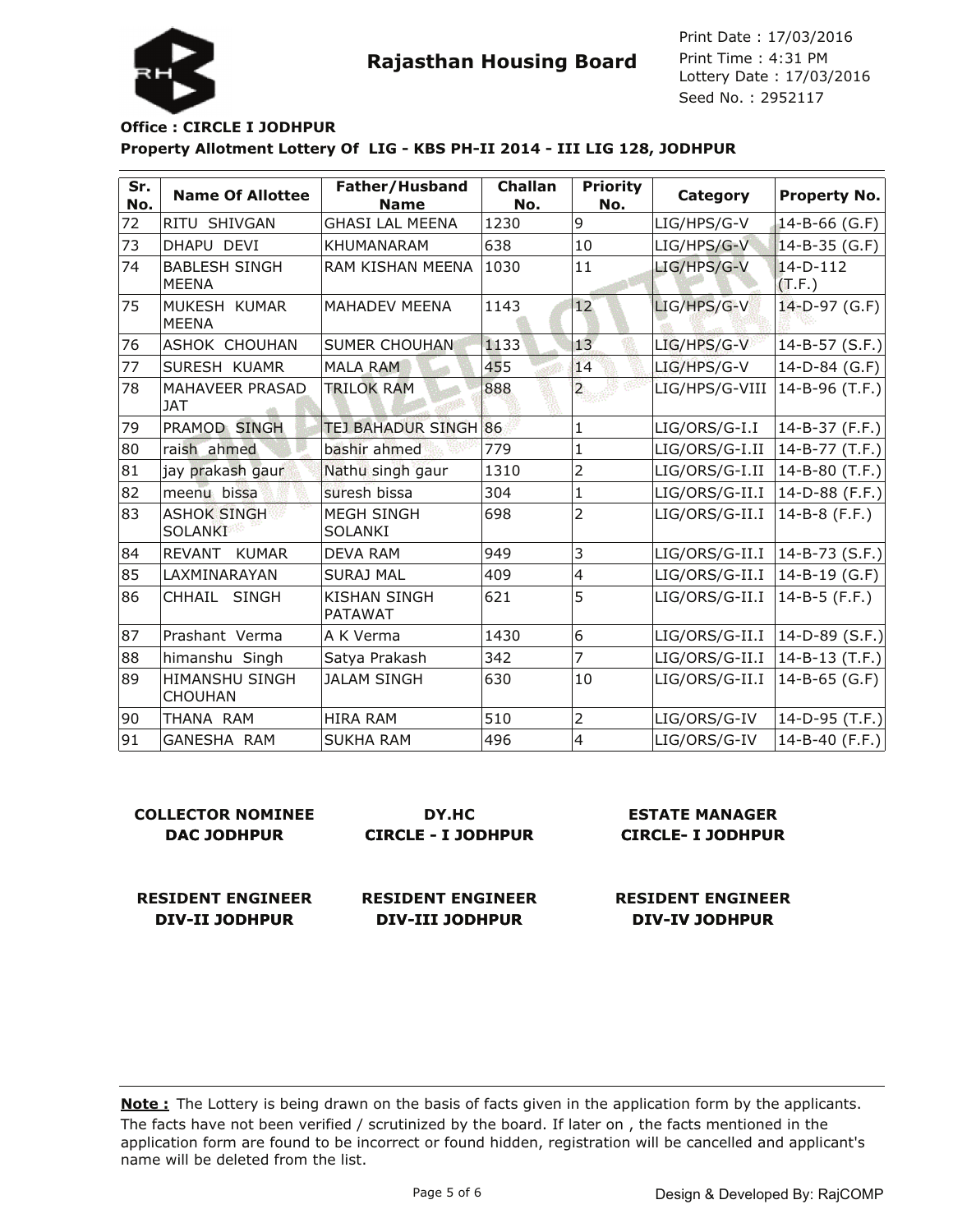# Rajasthan Housing Board

Print Date : 17/03/2016
Print Time : 4:31 PM
Lottery Date : 17/03/2016
Seed No. : 2952117

**Office : CIRCLE I JODHPUR**

**Property Allotment Lottery Of LIG - KBS PH-II 2014 - III LIG 128, JODHPUR**

| Sr. No. | Name Of Allottee | Father/Husband Name | Challan No. | Priority No. | Category | Property No. |
|---|---|---|---|---|---|---|
| 72 | RITU SHIVGAN | GHASI LAL MEENA | 1230 | 9 | LIG/HPS/G-V | 14-B-66 (G.F) |
| 73 | DHAPU DEVI | KHUMANARAM | 638 | 10 | LIG/HPS/G-V | 14-B-35 (G.F) |
| 74 | BABLESH SINGH MEENA | RAM KISHAN MEENA | 1030 | 11 | LIG/HPS/G-V | 14-D-112 (T.F.) |
| 75 | MUKESH KUMAR MEENA | MAHADEV MEENA | 1143 | 12 | LIG/HPS/G-V | 14-D-97 (G.F) |
| 76 | ASHOK CHOUHAN | SUMER CHOUHAN | 1133 | 13 | LIG/HPS/G-V | 14-B-57 (S.F.) |
| 77 | SURESH KUAMR | MALA RAM | 455 | 14 | LIG/HPS/G-V | 14-D-84 (G.F) |
| 78 | MAHAVEER PRASAD JAT | TRILOK RAM | 888 | 2 | LIG/HPS/G-VIII | 14-B-96 (T.F.) |
| 79 | PRAMOD SINGH | TEJ BAHADUR SINGH | 86 | 1 | LIG/ORS/G-I.I | 14-B-37 (F.F.) |
| 80 | raish ahmed | bashir ahmed | 779 | 1 | LIG/ORS/G-I.II | 14-B-77 (T.F.) |
| 81 | jay prakash gaur | Nathu singh gaur | 1310 | 2 | LIG/ORS/G-I.II | 14-B-80 (T.F.) |
| 82 | meenu bissa | suresh bissa | 304 | 1 | LIG/ORS/G-II.I | 14-D-88 (F.F.) |
| 83 | ASHOK SINGH SOLANKI | MEGH SINGH SOLANKI | 698 | 2 | LIG/ORS/G-II.I | 14-B-8 (F.F.) |
| 84 | REVANT KUMAR | DEVA RAM | 949 | 3 | LIG/ORS/G-II.I | 14-B-73 (S.F.) |
| 85 | LAXMINARAYAN | SURAJ MAL | 409 | 4 | LIG/ORS/G-II.I | 14-B-19 (G.F) |
| 86 | CHHAIL SINGH | KISHAN SINGH PATAWAT | 621 | 5 | LIG/ORS/G-II.I | 14-B-5 (F.F.) |
| 87 | Prashant Verma | A K Verma | 1430 | 6 | LIG/ORS/G-II.I | 14-D-89 (S.F.) |
| 88 | himanshu Singh | Satya Prakash | 342 | 7 | LIG/ORS/G-II.I | 14-B-13 (T.F.) |
| 89 | HIMANSHU SINGH CHOUHAN | JALAM SINGH | 630 | 10 | LIG/ORS/G-II.I | 14-B-65 (G.F) |
| 90 | THANA RAM | HIRA RAM | 510 | 2 | LIG/ORS/G-IV | 14-D-95 (T.F.) |
| 91 | GANESHA RAM | SUKHA RAM | 496 | 4 | LIG/ORS/G-IV | 14-B-40 (F.F.) |

**COLLECTOR NOMINEE**
**DAC JODHPUR**

**DY.HC**
**CIRCLE - I JODHPUR**

**ESTATE MANAGER**
**CIRCLE- I JODHPUR**

**RESIDENT ENGINEER**
**DIV-II JODHPUR**

**RESIDENT ENGINEER**
**DIV-III JODHPUR**

**RESIDENT ENGINEER**
**DIV-IV JODHPUR**

**Note :** The Lottery is being drawn on the basis of facts given in the application form by the applicants. The facts have not been verified / scrutinized by the board. If later on , the facts mentioned in the application form are found to be incorrect or found hidden, registration will be cancelled and applicant's name will be deleted from the list.

Design & Developed By: RajCOMP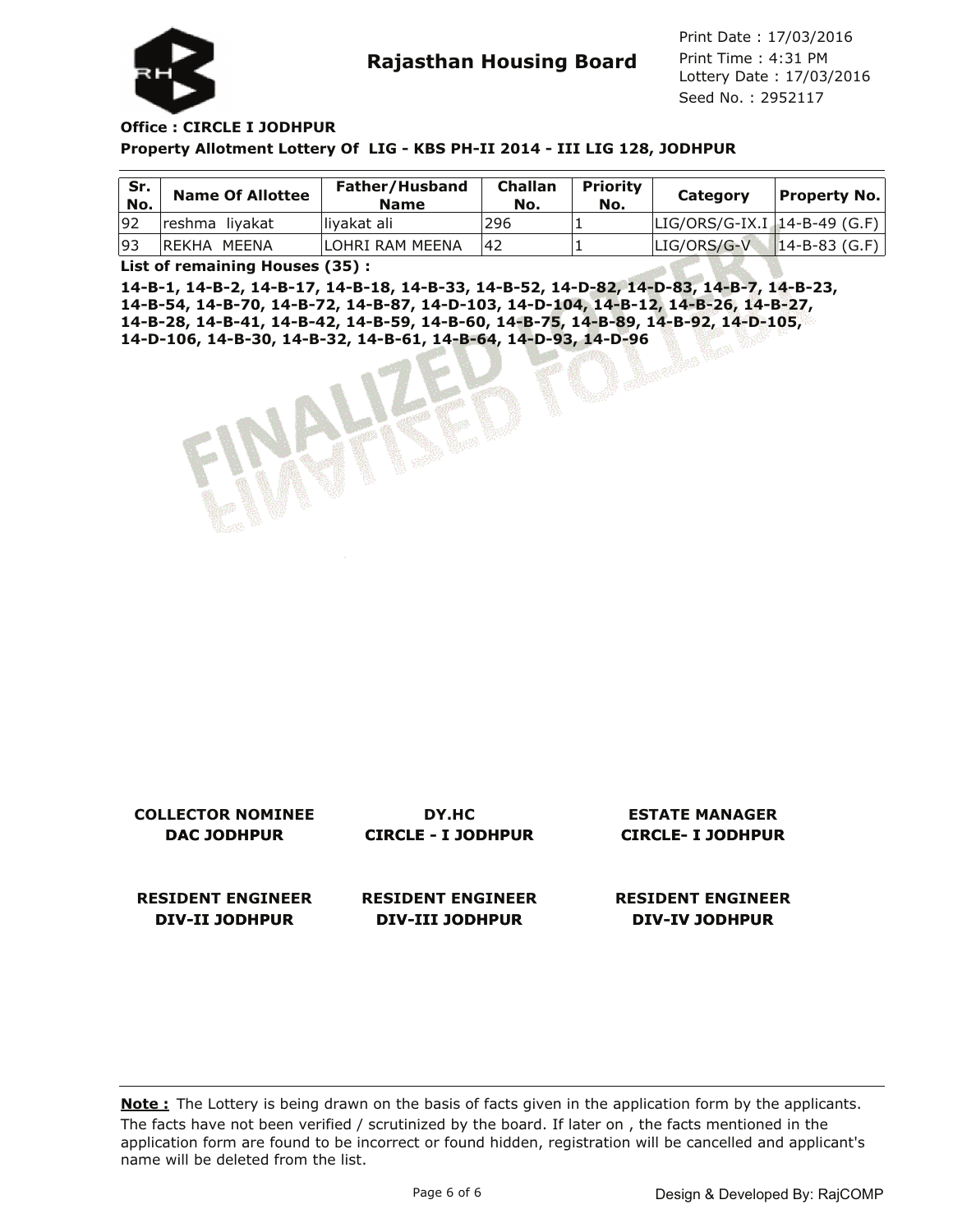**Rajasthan Housing Board**

Print Date : 17/03/2016
Print Time : 4:31 PM
Lottery Date : 17/03/2016
Seed No. : 2952117

**Office : CIRCLE I JODHPUR**

**Property Allotment Lottery Of LIG - KBS PH-II 2014 - III LIG 128, JODHPUR**

| Sr. No. | Name Of Allottee | Father/Husband Name | Challan No. | Priority No. | Category | Property No. |
|---|---|---|---|---|---|---|
| 92 | reshma liyakat | liyakat ali | 296 | 1 | LIG/ORS/G-IX.I | 14-B-49 (G.F) |
| 93 | REKHA MEENA | LOHRI RAM MEENA | 42 | 1 | LIG/ORS/G-V | 14-B-83 (G.F) |

**List of remaining Houses (35) :**

**14-B-1, 14-B-2, 14-B-17, 14-B-18, 14-B-33, 14-B-52, 14-D-82, 14-D-83, 14-B-7, 14-B-23, 14-B-54, 14-B-70, 14-B-72, 14-B-87, 14-D-103, 14-D-104, 14-B-12, 14-B-26, 14-B-27, 14-B-28, 14-B-41, 14-B-42, 14-B-59, 14-B-60, 14-B-75, 14-B-89, 14-B-92, 14-D-105, 14-D-106, 14-B-30, 14-B-32, 14-B-61, 14-B-64, 14-D-93, 14-D-96**

FINALIZED LOTTERY

**COLLECTOR NOMINEE**
**DAC JODHPUR**

**DY.HC**
**CIRCLE - I JODHPUR**

**ESTATE MANAGER**
**CIRCLE- I JODHPUR**

**RESIDENT ENGINEER**
**DIV-II JODHPUR**

**RESIDENT ENGINEER**
**DIV-III JODHPUR**

**RESIDENT ENGINEER**
**DIV-IV JODHPUR**

**Note :** The Lottery is being drawn on the basis of facts given in the application form by the applicants. The facts have not been verified / scrutinized by the board. If later on , the facts mentioned in the application form are found to be incorrect or found hidden, registration will be cancelled and applicant's name will be deleted from the list.

Design & Developed By: RajCOMP